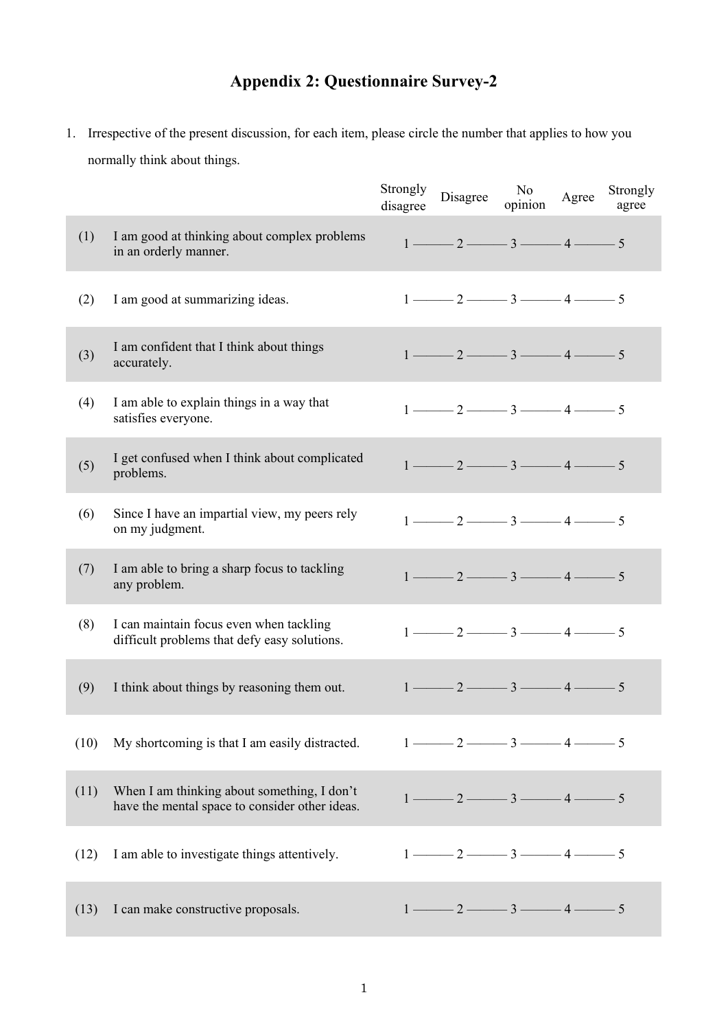# Appendix 2: Questionnaire Survey-2

1. Irrespective of the present discussion, for each item, please circle the number that applies to how you normally think about things.

| | | Strongly disagree | Disagree | No opinion | Agree | Strongly agree |
|---|---|---|---|---|---|---|
| (1) | I am good at thinking about complex problems in an orderly manner. | 1 | 2 | 3 | 4 | 5 |
| (2) | I am good at summarizing ideas. | 1 | 2 | 3 | 4 | 5 |
| (3) | I am confident that I think about things accurately. | 1 | 2 | 3 | 4 | 5 |
| (4) | I am able to explain things in a way that satisfies everyone. | 1 | 2 | 3 | 4 | 5 |
| (5) | I get confused when I think about complicated problems. | 1 | 2 | 3 | 4 | 5 |
| (6) | Since I have an impartial view, my peers rely on my judgment. | 1 | 2 | 3 | 4 | 5 |
| (7) | I am able to bring a sharp focus to tackling any problem. | 1 | 2 | 3 | 4 | 5 |
| (8) | I can maintain focus even when tackling difficult problems that defy easy solutions. | 1 | 2 | 3 | 4 | 5 |
| (9) | I think about things by reasoning them out. | 1 | 2 | 3 | 4 | 5 |
| (10) | My shortcoming is that I am easily distracted. | 1 | 2 | 3 | 4 | 5 |
| (11) | When I am thinking about something, I don't have the mental space to consider other ideas. | 1 | 2 | 3 | 4 | 5 |
| (12) | I am able to investigate things attentively. | 1 | 2 | 3 | 4 | 5 |
| (13) | I can make constructive proposals. | 1 | 2 | 3 | 4 | 5 |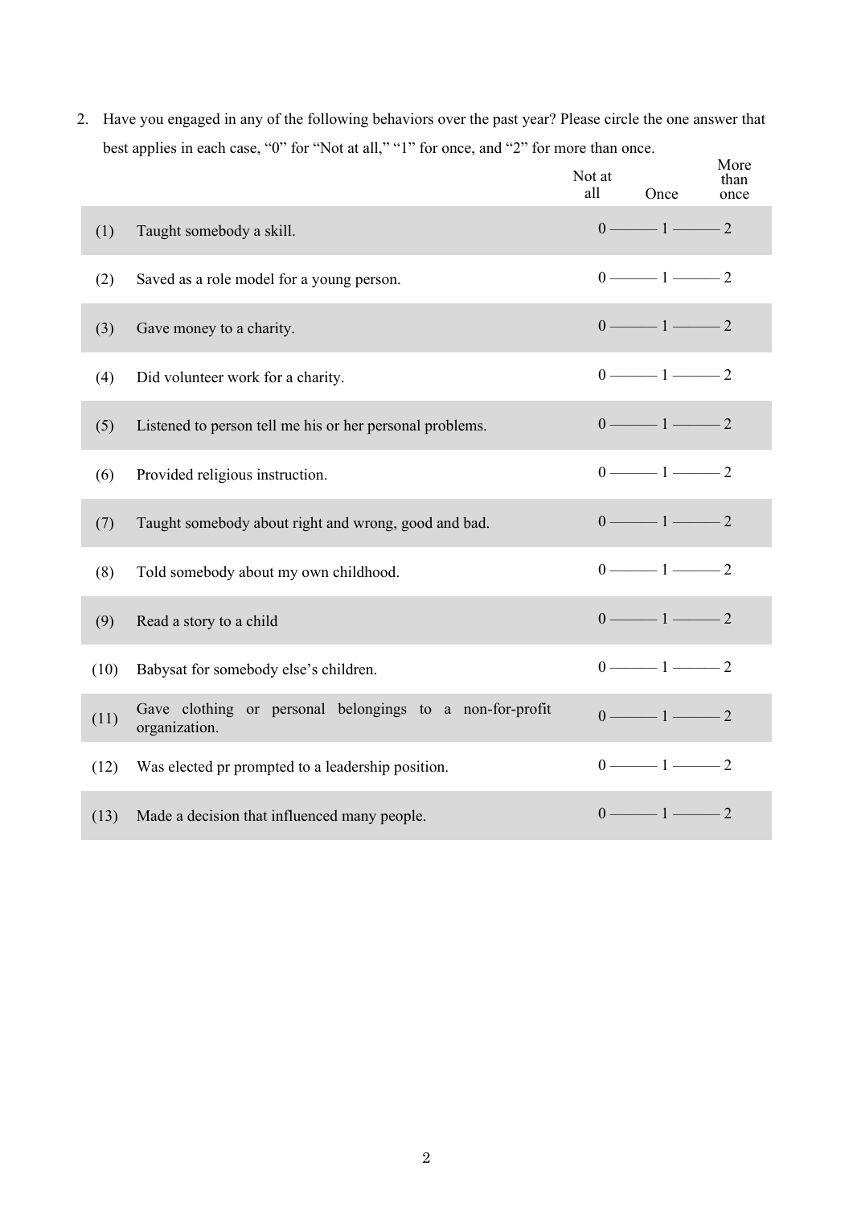2. Have you engaged in any of the following behaviors over the past year? Please circle the one answer that best applies in each case, "0" for "Not at all," "1" for once, and "2" for more than once.

| | | Not at all | Once | More than once |
|---|---|---|---|---|
| (1) | Taught somebody a skill. | 0 | 1 | 2 |
| (2) | Saved as a role model for a young person. | 0 | 1 | 2 |
| (3) | Gave money to a charity. | 0 | 1 | 2 |
| (4) | Did volunteer work for a charity. | 0 | 1 | 2 |
| (5) | Listened to person tell me his or her personal problems. | 0 | 1 | 2 |
| (6) | Provided religious instruction. | 0 | 1 | 2 |
| (7) | Taught somebody about right and wrong, good and bad. | 0 | 1 | 2 |
| (8) | Told somebody about my own childhood. | 0 | 1 | 2 |
| (9) | Read a story to a child | 0 | 1 | 2 |
| (10) | Babysat for somebody else's children. | 0 | 1 | 2 |
| (11) | Gave clothing or personal belongings to a non-for-profit organization. | 0 | 1 | 2 |
| (12) | Was elected pr prompted to a leadership position. | 0 | 1 | 2 |
| (13) | Made a decision that influenced many people. | 0 | 1 | 2 |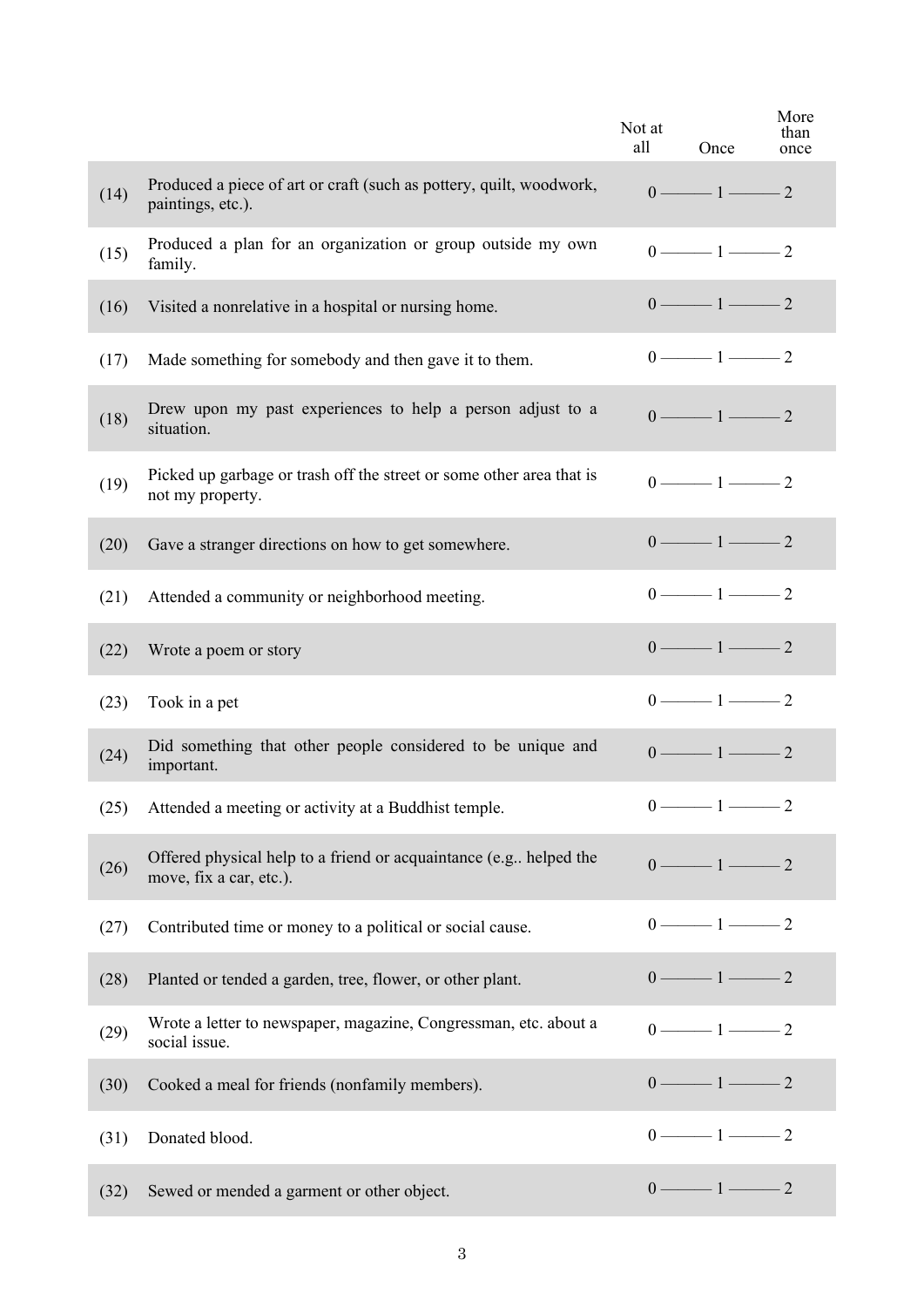| | | Not at all | Once | More than once |
|---|---|---|---|---|
| (14) | Produced a piece of art or craft (such as pottery, quilt, woodwork, paintings, etc.). | 0 | 1 | 2 |
| (15) | Produced a plan for an organization or group outside my own family. | 0 | 1 | 2 |
| (16) | Visited a nonrelative in a hospital or nursing home. | 0 | 1 | 2 |
| (17) | Made something for somebody and then gave it to them. | 0 | 1 | 2 |
| (18) | Drew upon my past experiences to help a person adjust to a situation. | 0 | 1 | 2 |
| (19) | Picked up garbage or trash off the street or some other area that is not my property. | 0 | 1 | 2 |
| (20) | Gave a stranger directions on how to get somewhere. | 0 | 1 | 2 |
| (21) | Attended a community or neighborhood meeting. | 0 | 1 | 2 |
| (22) | Wrote a poem or story | 0 | 1 | 2 |
| (23) | Took in a pet | 0 | 1 | 2 |
| (24) | Did something that other people considered to be unique and important. | 0 | 1 | 2 |
| (25) | Attended a meeting or activity at a Buddhist temple. | 0 | 1 | 2 |
| (26) | Offered physical help to a friend or acquaintance (e.g.. helped the move, fix a car, etc.). | 0 | 1 | 2 |
| (27) | Contributed time or money to a political or social cause. | 0 | 1 | 2 |
| (28) | Planted or tended a garden, tree, flower, or other plant. | 0 | 1 | 2 |
| (29) | Wrote a letter to newspaper, magazine, Congressman, etc. about a social issue. | 0 | 1 | 2 |
| (30) | Cooked a meal for friends (nonfamily members). | 0 | 1 | 2 |
| (31) | Donated blood. | 0 | 1 | 2 |
| (32) | Sewed or mended a garment or other object. | 0 | 1 | 2 |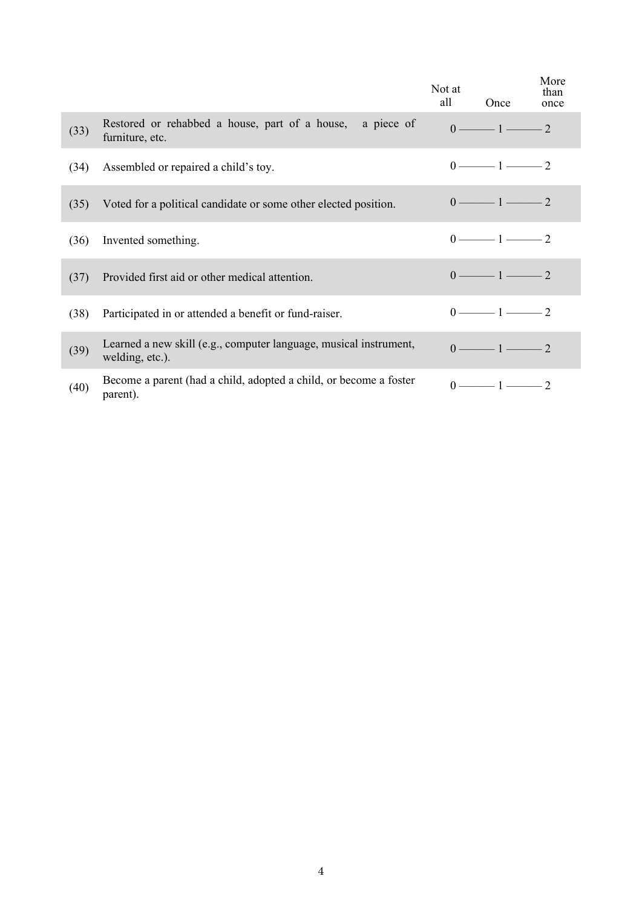| | | Not at all | Once | More than once |
|---|---|---|---|---|
| (33) | Restored or rehabbed a house, part of a house, a piece of furniture, etc. | 0 | 1 | 2 |
| (34) | Assembled or repaired a child's toy. | 0 | 1 | 2 |
| (35) | Voted for a political candidate or some other elected position. | 0 | 1 | 2 |
| (36) | Invented something. | 0 | 1 | 2 |
| (37) | Provided first aid or other medical attention. | 0 | 1 | 2 |
| (38) | Participated in or attended a benefit or fund-raiser. | 0 | 1 | 2 |
| (39) | Learned a new skill (e.g., computer language, musical instrument, welding, etc.). | 0 | 1 | 2 |
| (40) | Become a parent (had a child, adopted a child, or become a foster parent). | 0 | 1 | 2 |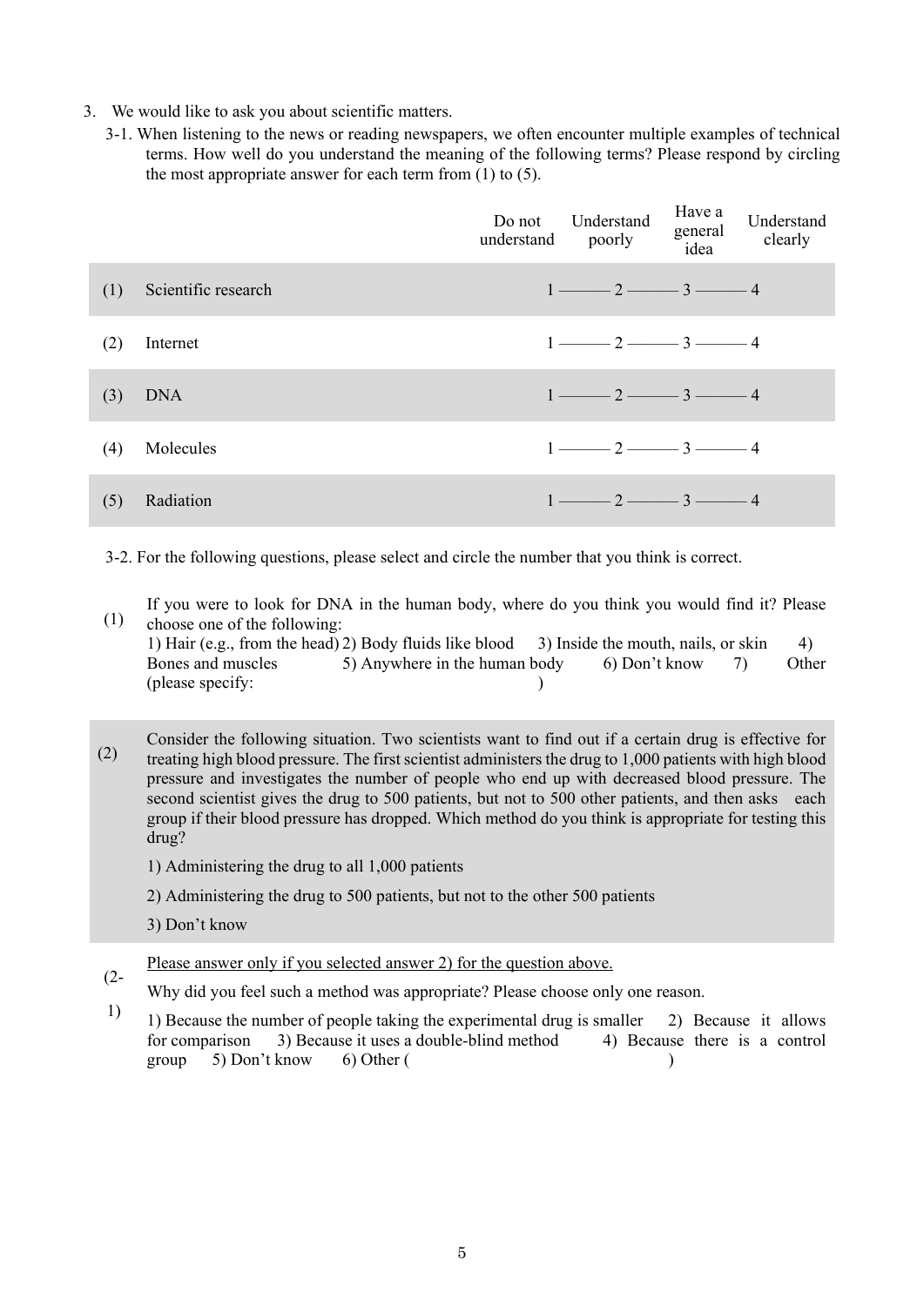3. We would like to ask you about scientific matters.

3-1. When listening to the news or reading newspapers, we often encounter multiple examples of technical terms. How well do you understand the meaning of the following terms? Please respond by circling the most appropriate answer for each term from (1) to (5).

| | | Do not understand | Understand poorly | Have a general idea | Understand clearly |
|---|---|---|---|---|---|
| (1) | Scientific research | 1 | 2 | 3 | 4 |
| (2) | Internet | 1 | 2 | 3 | 4 |
| (3) | DNA | 1 | 2 | 3 | 4 |
| (4) | Molecules | 1 | 2 | 3 | 4 |
| (5) | Radiation | 1 | 2 | 3 | 4 |

3-2. For the following questions, please select and circle the number that you think is correct.

(1) If you were to look for DNA in the human body, where do you think you would find it? Please choose one of the following:

1) Hair (e.g., from the head) 2) Body fluids like blood 3) Inside the mouth, nails, or skin 4) Bones and muscles 5) Anywhere in the human body 6) Don't know 7) Other (please specify: )

(2) Consider the following situation. Two scientists want to find out if a certain drug is effective for treating high blood pressure. The first scientist administers the drug to 1,000 patients with high blood pressure and investigates the number of people who end up with decreased blood pressure. The second scientist gives the drug to 500 patients, but not to 500 other patients, and then asks each group if their blood pressure has dropped. Which method do you think is appropriate for testing this drug?

1) Administering the drug to all 1,000 patients

2) Administering the drug to 500 patients, but not to the other 500 patients

3) Don't know

(2-1) <u>Please answer only if you selected answer 2) for the question above.</u>

Why did you feel such a method was appropriate? Please choose only one reason.

1) Because the number of people taking the experimental drug is smaller 2) Because it allows for comparison 3) Because it uses a double-blind method 4) Because there is a control group 5) Don't know 6) Other ( )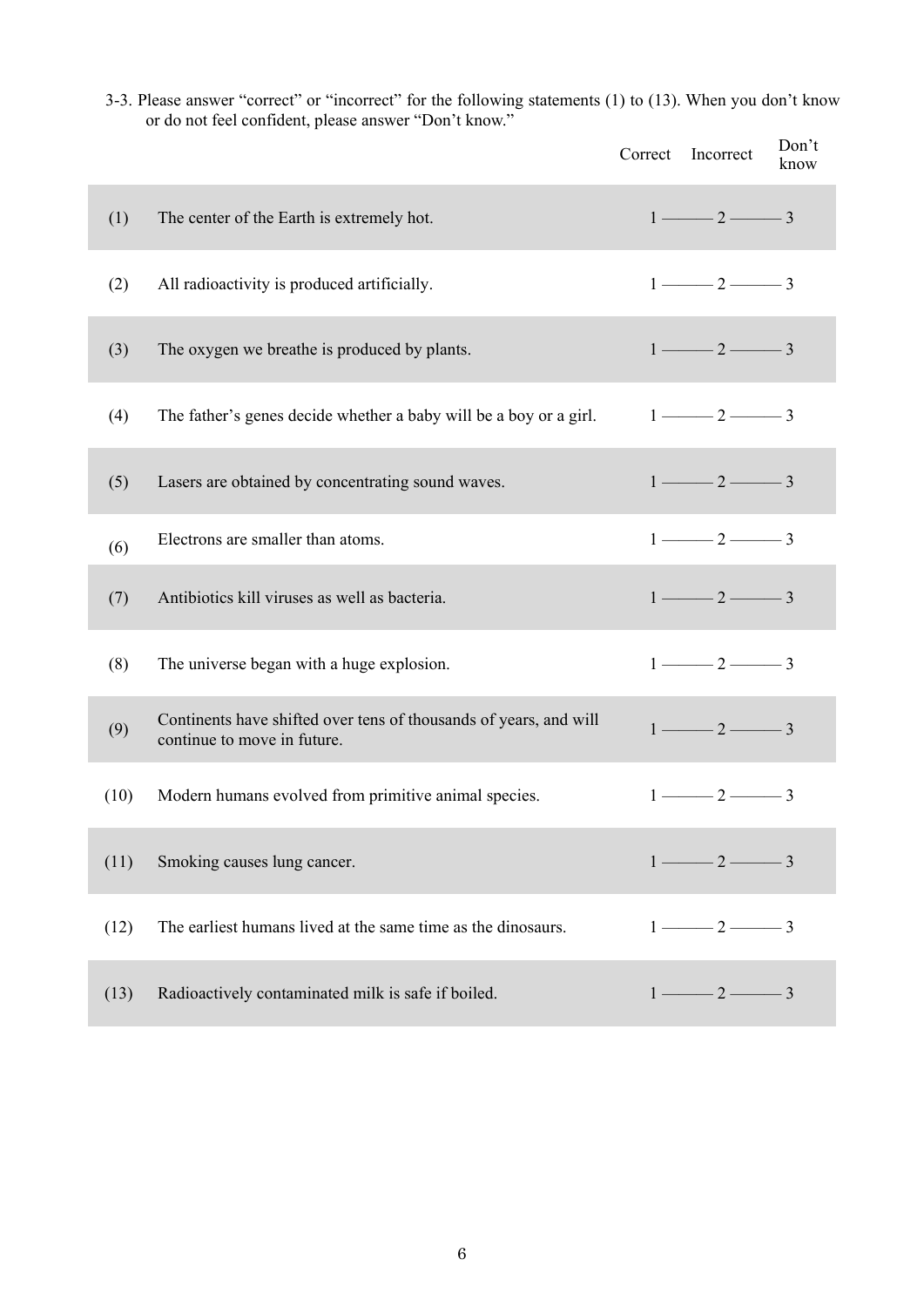3-3. Please answer "correct" or "incorrect" for the following statements (1) to (13). When you don't know or do not feel confident, please answer "Don't know."

| | | Correct | Incorrect | Don't know |
|---|---|---|---|---|
| (1) | The center of the Earth is extremely hot. | 1 | 2 | 3 |
| (2) | All radioactivity is produced artificially. | 1 | 2 | 3 |
| (3) | The oxygen we breathe is produced by plants. | 1 | 2 | 3 |
| (4) | The father's genes decide whether a baby will be a boy or a girl. | 1 | 2 | 3 |
| (5) | Lasers are obtained by concentrating sound waves. | 1 | 2 | 3 |
| (6) | Electrons are smaller than atoms. | 1 | 2 | 3 |
| (7) | Antibiotics kill viruses as well as bacteria. | 1 | 2 | 3 |
| (8) | The universe began with a huge explosion. | 1 | 2 | 3 |
| (9) | Continents have shifted over tens of thousands of years, and will continue to move in future. | 1 | 2 | 3 |
| (10) | Modern humans evolved from primitive animal species. | 1 | 2 | 3 |
| (11) | Smoking causes lung cancer. | 1 | 2 | 3 |
| (12) | The earliest humans lived at the same time as the dinosaurs. | 1 | 2 | 3 |
| (13) | Radioactively contaminated milk is safe if boiled. | 1 | 2 | 3 |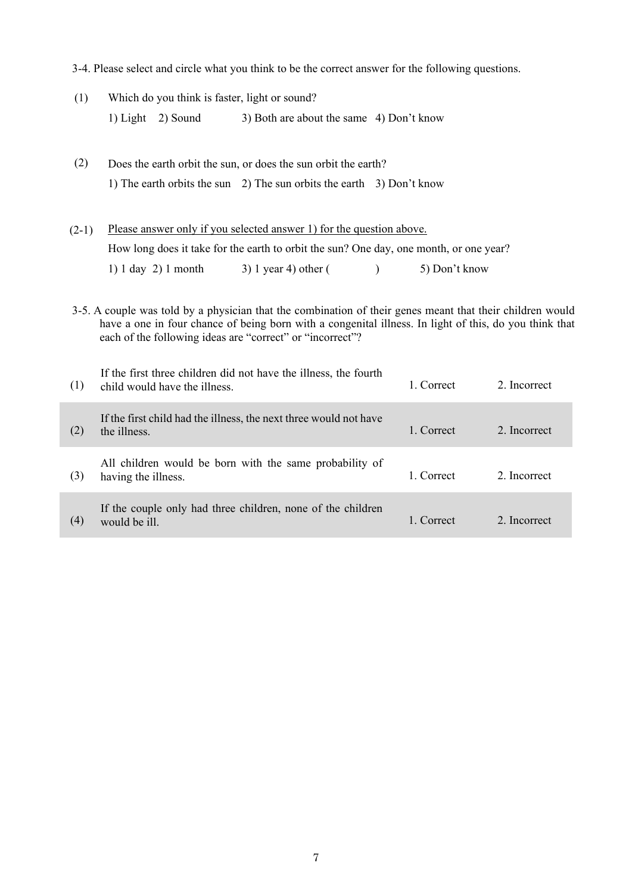3-4. Please select and circle what you think to be the correct answer for the following questions.

(1) Which do you think is faster, light or sound?

1) Light 2) Sound 3) Both are about the same 4) Don't know

(2) Does the earth orbit the sun, or does the sun orbit the earth?

1) The earth orbits the sun 2) The sun orbits the earth 3) Don't know

(2-1) Please answer only if you selected answer 1) for the question above.

How long does it take for the earth to orbit the sun? One day, one month, or one year?

1) 1 day 2) 1 month 3) 1 year 4) other ( ) 5) Don't know

3-5. A couple was told by a physician that the combination of their genes meant that their children would have a one in four chance of being born with a congenital illness. In light of this, do you think that each of the following ideas are "correct" or "incorrect"?

| | | | |
|---|---|---|---|
| (1) | If the first three children did not have the illness, the fourth child would have the illness. | 1. Correct | 2. Incorrect |
| (2) | If the first child had the illness, the next three would not have the illness. | 1. Correct | 2. Incorrect |
| (3) | All children would be born with the same probability of having the illness. | 1. Correct | 2. Incorrect |
| (4) | If the couple only had three children, none of the children would be ill. | 1. Correct | 2. Incorrect |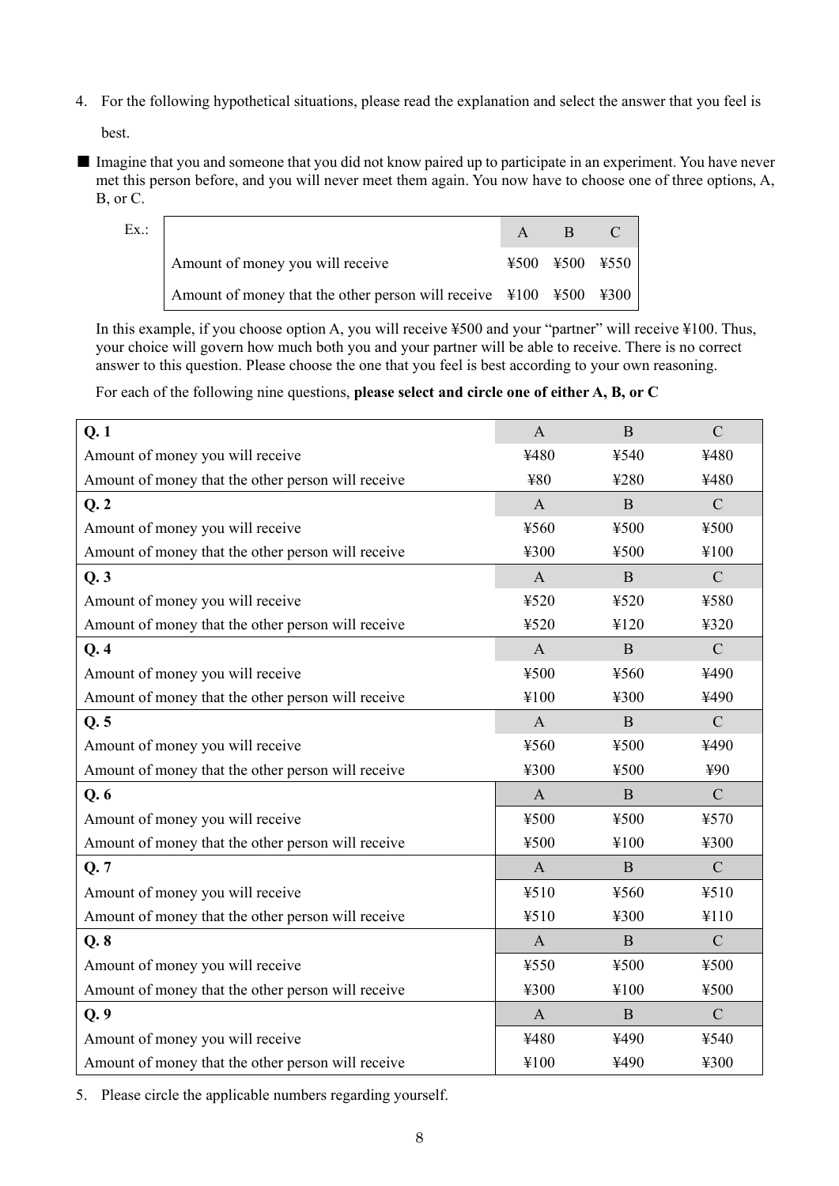4. For the following hypothetical situations, please read the explanation and select the answer that you feel is best.

■ Imagine that you and someone that you did not know paired up to participate in an experiment. You have never met this person before, and you will never meet them again. You now have to choose one of three options, A, B, or C.

Ex.:

| | A | B | C |
|---|---|---|---|
| Amount of money you will receive | ¥500 | ¥500 | ¥550 |
| Amount of money that the other person will receive | ¥100 | ¥500 | ¥300 |

In this example, if you choose option A, you will receive ¥500 and your "partner" will receive ¥100. Thus, your choice will govern how much both you and your partner will be able to receive. There is no correct answer to this question. Please choose the one that you feel is best according to your own reasoning.

For each of the following nine questions, **please select and circle one of either A, B, or C**

| **Q. 1** | A | B | C |
|---|---|---|---|
| Amount of money you will receive | ¥480 | ¥540 | ¥480 |
| Amount of money that the other person will receive | ¥80 | ¥280 | ¥480 |
| **Q. 2** | A | B | C |
| Amount of money you will receive | ¥560 | ¥500 | ¥500 |
| Amount of money that the other person will receive | ¥300 | ¥500 | ¥100 |
| **Q. 3** | A | B | C |
| Amount of money you will receive | ¥520 | ¥520 | ¥580 |
| Amount of money that the other person will receive | ¥520 | ¥120 | ¥320 |
| **Q. 4** | A | B | C |
| Amount of money you will receive | ¥500 | ¥560 | ¥490 |
| Amount of money that the other person will receive | ¥100 | ¥300 | ¥490 |
| **Q. 5** | A | B | C |
| Amount of money you will receive | ¥560 | ¥500 | ¥490 |
| Amount of money that the other person will receive | ¥300 | ¥500 | ¥90 |
| **Q. 6** | A | B | C |
| Amount of money you will receive | ¥500 | ¥500 | ¥570 |
| Amount of money that the other person will receive | ¥500 | ¥100 | ¥300 |
| **Q. 7** | A | B | C |
| Amount of money you will receive | ¥510 | ¥560 | ¥510 |
| Amount of money that the other person will receive | ¥510 | ¥300 | ¥110 |
| **Q. 8** | A | B | C |
| Amount of money you will receive | ¥550 | ¥500 | ¥500 |
| Amount of money that the other person will receive | ¥300 | ¥100 | ¥500 |
| **Q. 9** | A | B | C |
| Amount of money you will receive | ¥480 | ¥490 | ¥540 |
| Amount of money that the other person will receive | ¥100 | ¥490 | ¥300 |

5. Please circle the applicable numbers regarding yourself.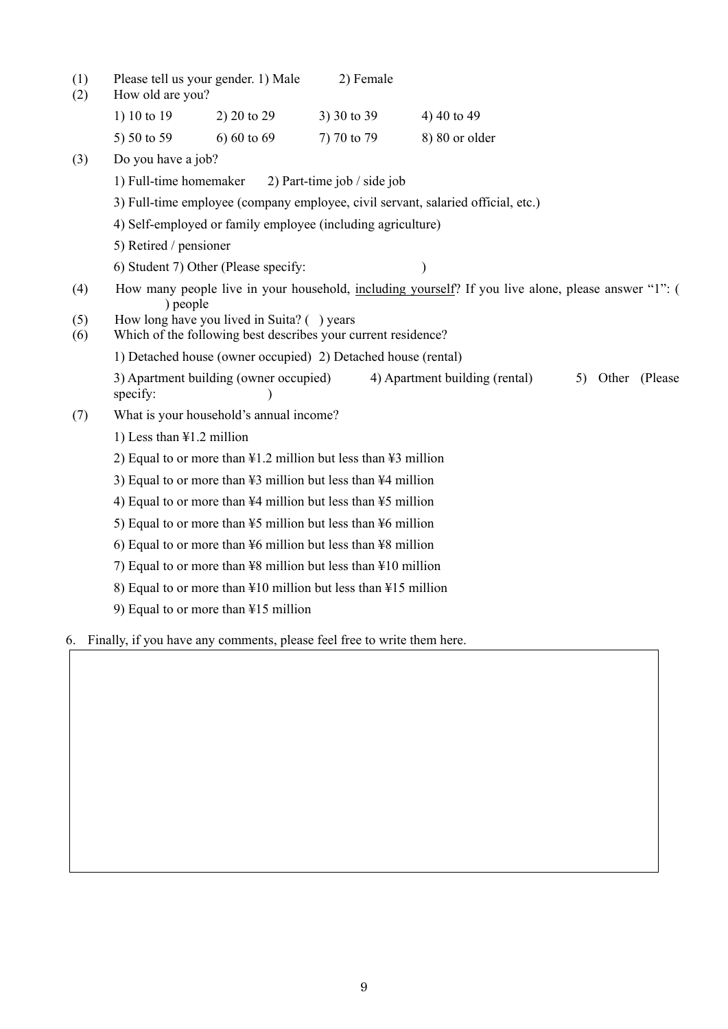(1) Please tell us your gender. 1) Male 2) Female

(2) How old are you?

1) 10 to 19 2) 20 to 29 3) 30 to 39 4) 40 to 49

5) 50 to 59 6) 60 to 69 7) 70 to 79 8) 80 or older

(3) Do you have a job?

1) Full-time homemaker 2) Part-time job / side job

3) Full-time employee (company employee, civil servant, salaried official, etc.)

4) Self-employed or family employee (including agriculture)

5) Retired / pensioner

6) Student 7) Other (Please specify: )

(4) How many people live in your household, <u>including yourself</u>? If you live alone, please answer "1": ( ) people

(5) How long have you lived in Suita? ( ) years

(6) Which of the following best describes your current residence?

1) Detached house (owner occupied) 2) Detached house (rental)

3) Apartment building (owner occupied) 4) Apartment building (rental) 5) Other (Please specify: )

(7) What is your household's annual income?

1) Less than ¥1.2 million

2) Equal to or more than ¥1.2 million but less than ¥3 million

3) Equal to or more than ¥3 million but less than ¥4 million

4) Equal to or more than ¥4 million but less than ¥5 million

5) Equal to or more than ¥5 million but less than ¥6 million

6) Equal to or more than ¥6 million but less than ¥8 million

7) Equal to or more than ¥8 million but less than ¥10 million

8) Equal to or more than ¥10 million but less than ¥15 million

9) Equal to or more than ¥15 million

6. Finally, if you have any comments, please feel free to write them here.